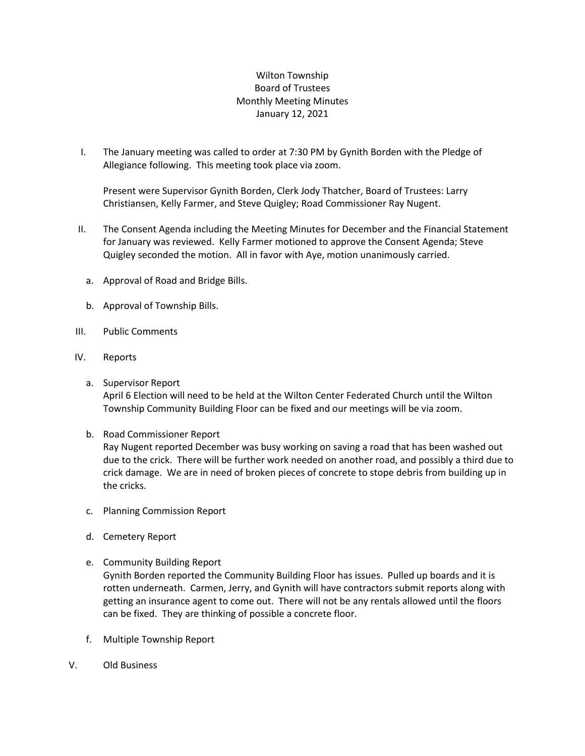Wilton Township
Board of Trustees
Monthly Meeting Minutes
January 12, 2021

I. The January meeting was called to order at 7:30 PM by Gynith Borden with the Pledge of Allegiance following. This meeting took place via zoom.

   Present were Supervisor Gynith Borden, Clerk Jody Thatcher, Board of Trustees: Larry Christiansen, Kelly Farmer, and Steve Quigley; Road Commissioner Ray Nugent.

II. The Consent Agenda including the Meeting Minutes for December and the Financial Statement for January was reviewed. Kelly Farmer motioned to approve the Consent Agenda; Steve Quigley seconded the motion. All in favor with Aye, motion unanimously carried.

   a. Approval of Road and Bridge Bills.

   b. Approval of Township Bills.

III. Public Comments

IV. Reports

   a. Supervisor Report
      April 6 Election will need to be held at the Wilton Center Federated Church until the Wilton Township Community Building Floor can be fixed and our meetings will be via zoom.

   b. Road Commissioner Report
      Ray Nugent reported December was busy working on saving a road that has been washed out due to the crick. There will be further work needed on another road, and possibly a third due to crick damage. We are in need of broken pieces of concrete to stope debris from building up in the cricks.

   c. Planning Commission Report

   d. Cemetery Report

   e. Community Building Report
      Gynith Borden reported the Community Building Floor has issues. Pulled up boards and it is rotten underneath. Carmen, Jerry, and Gynith will have contractors submit reports along with getting an insurance agent to come out. There will not be any rentals allowed until the floors can be fixed. They are thinking of possible a concrete floor.

   f. Multiple Township Report

V. Old Business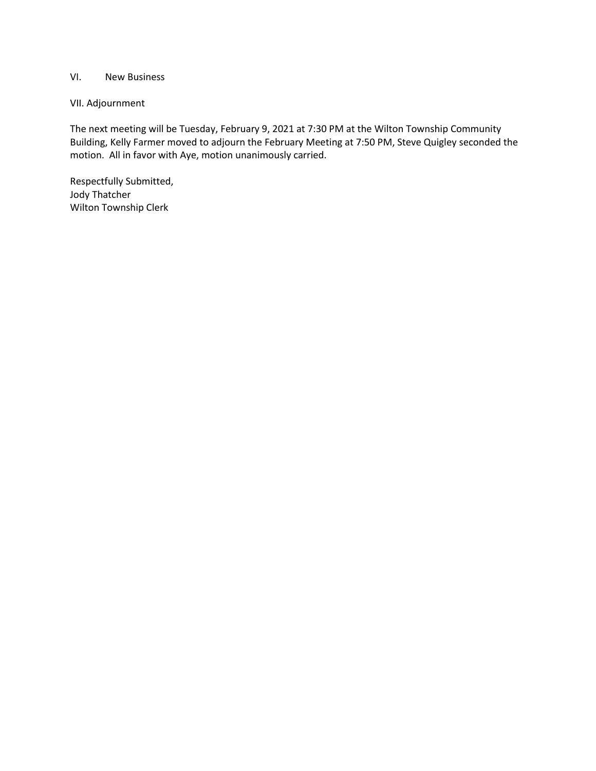VI. New Business

VII. Adjournment

The next meeting will be Tuesday, February 9, 2021 at 7:30 PM at the Wilton Township Community Building, Kelly Farmer moved to adjourn the February Meeting at 7:50 PM, Steve Quigley seconded the motion. All in favor with Aye, motion unanimously carried.

Respectfully Submitted,  
Jody Thatcher  
Wilton Township Clerk